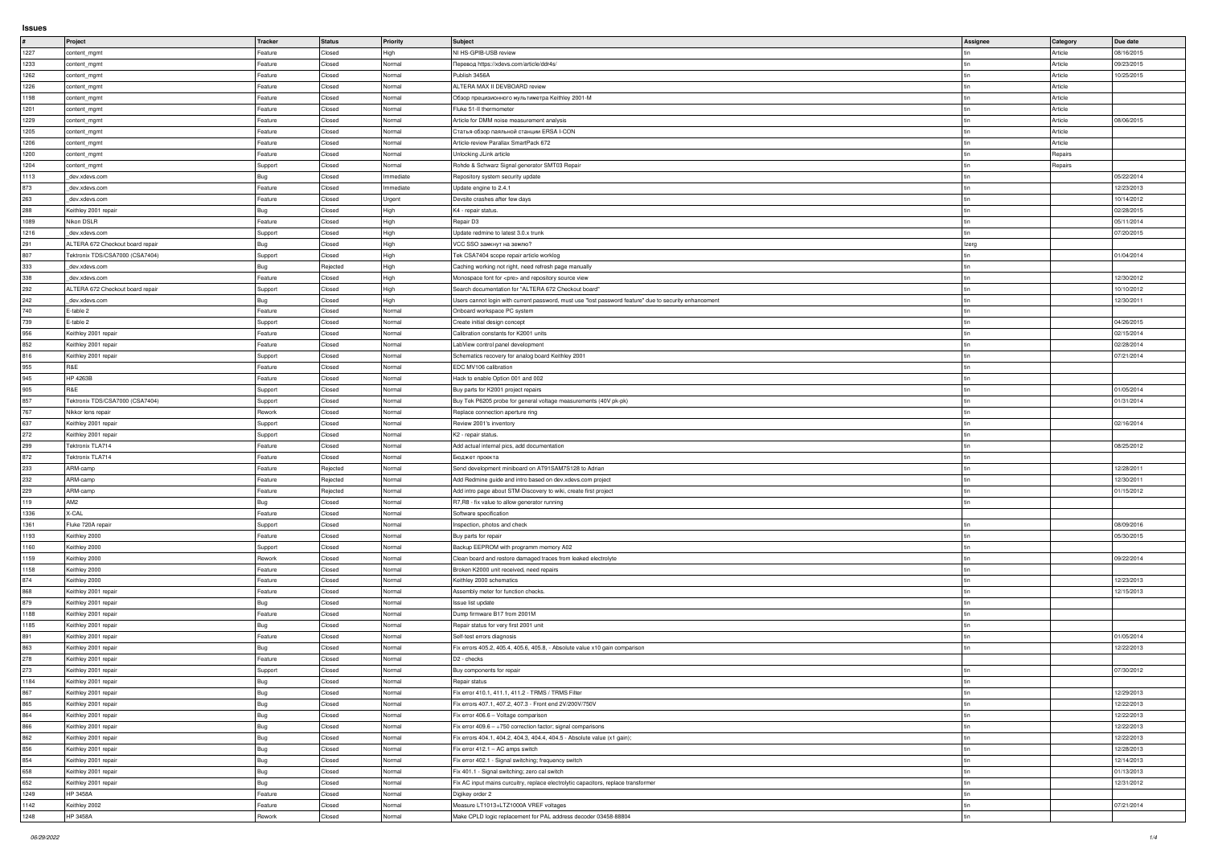## Issues

| # | Project | Tracker | Status | Priority | Subject | Assignee | Category | Due date |
|---|---|---|---|---|---|---|---|---|
| 1227 | content_mgmt | Feature | Closed | High | NI HS-GPIB-USB review | tin | Article | 08/16/2015 |
| 1233 | content_mgmt | Feature | Closed | Normal | Перевод https://xdevs.com/article/ddr4s/ | tin | Article | 09/23/2015 |
| 1262 | content_mgmt | Feature | Closed | Normal | Publish 3456A | tin | Article | 10/25/2015 |
| 1226 | content_mgmt | Feature | Closed | Normal | ALTERA MAX II DEVBOARD review | tin | Article | |
| 1198 | content_mgmt | Feature | Closed | Normal | Обзор прецизионного мультиметра Keithley 2001-M | tin | Article | |
| 1201 | content_mgmt | Feature | Closed | Normal | Fluke 51-II thermometer | tin | Article | |
| 1229 | content_mgmt | Feature | Closed | Normal | Article for DMM noise measurement analysis | tin | Article | 08/06/2015 |
| 1205 | content_mgmt | Feature | Closed | Normal | Статья-обзор паяльной станции ERSA I-CON | tin | Article | |
| 1206 | content_mgmt | Feature | Closed | Normal | Article-review Parallax SmartPack 672 | tin | Article | |
| 1200 | content_mgmt | Feature | Closed | Normal | Unlocking JLink article | tin | Repairs | |
| 1204 | content_mgmt | Support | Closed | Normal | Rohde & Schwarz Signal generator SMT03 Repair | tin | Repairs | |
| 1113 | _dev.xdevs.com | Bug | Closed | Immediate | Repository system security update | tin | | 05/22/2014 |
| 873 | _dev.xdevs.com | Feature | Closed | Immediate | Update engine to 2.4.1 | tin | | 12/23/2013 |
| 263 | _dev.xdevs.com | Feature | Closed | Urgent | Devsite crashes after few days | tin | | 10/14/2012 |
| 288 | Keithley 2001 repair | Bug | Closed | High | K4 - repair status. | tin | | 02/28/2015 |
| 1089 | Nikon DSLR | Feature | Closed | High | Repair D3 | tin | | 05/11/2014 |
| 1216 | _dev.xdevs.com | Support | Closed | High | Update redmine to latest 3.0.x trunk | tin | | 07/20/2015 |
| 291 | ALTERA 672 Checkout board repair | Bug | Closed | High | VCC SSO замкнут на землю? | lzerg | | |
| 807 | Tektronix TDS/CSA7000 (CSA7404) | Support | Closed | High | Tek CSA7404 scope repair article worklog | tin | | 01/04/2014 |
| 333 | _dev.xdevs.com | Bug | Rejected | High | Caching working not right, need refresh page manually | tin | | |
| 338 | _dev.xdevs.com | Feature | Closed | High | Monospace font for <pre> and repository source view | tin | | 12/30/2012 |
| 292 | ALTERA 672 Checkout board repair | Support | Closed | High | Search documentation for "ALTERA 672 Checkout board" | tin | | 10/10/2012 |
| 242 | _dev.xdevs.com | Bug | Closed | High | Users cannot login with current password, must use "lost password feature" due to security enhancement | tin | | 12/30/2011 |
| 740 | E-table 2 | Feature | Closed | Normal | Onboard workspace PC system | tin | | |
| 739 | E-table 2 | Support | Closed | Normal | Create initial design concept | tin | | 04/26/2015 |
| 956 | Keithley 2001 repair | Feature | Closed | Normal | Calibration constants for K2001 units | tin | | 02/15/2014 |
| 852 | Keithley 2001 repair | Feature | Closed | Normal | LabView control panel development | tin | | 02/28/2014 |
| 816 | Keithley 2001 repair | Support | Closed | Normal | Schematics recovery for analog board Keithley 2001 | tin | | 07/21/2014 |
| 955 | R&E | Feature | Closed | Normal | EDC MV106 calibration | tin | | |
| 945 | HP 4263B | Feature | Closed | Normal | Hack to enable Option 001 and 002 | tin | | |
| 905 | R&E | Support | Closed | Normal | Buy parts for K2001 project repairs | tin | | 01/05/2014 |
| 857 | Tektronix TDS/CSA7000 (CSA7404) | Support | Closed | Normal | Buy Tek P6205 probe for general voltage measurements (40V pk-pk) | tin | | 01/31/2014 |
| 767 | Nikkor lens repair | Rework | Closed | Normal | Replace connection aperture ring | tin | | |
| 637 | Keithley 2001 repair | Support | Closed | Normal | Review 2001's inventory | tin | | 02/16/2014 |
| 272 | Keithley 2001 repair | Support | Closed | Normal | K2 - repair status. | tin | | |
| 299 | Tektronix TLA714 | Feature | Closed | Normal | Add actual internal pics, add documentation | tin | | 08/25/2012 |
| 872 | Tektronix TLA714 | Feature | Closed | Normal | Бюджет проекта | tin | | |
| 233 | ARM-camp | Feature | Rejected | Normal | Send development miniboard on AT91SAM7S128 to Adrian | tin | | 12/28/2011 |
| 232 | ARM-camp | Feature | Rejected | Normal | Add Redmine guide and intro based on dev.xdevs.com project | tin | | 12/30/2011 |
| 229 | ARM-camp | Feature | Rejected | Normal | Add intro page about STM-Discovery to wiki, create first project | tin | | 01/15/2012 |
| 119 | AM2 | Bug | Closed | Normal | R7,R8 - fix value to allow generator running | tin | | |
| 1336 | X-CAL | Feature | Closed | Normal | Software specification | | | |
| 1361 | Fluke 720A repair | Support | Closed | Normal | Inspection, photos and check | tin | | 08/09/2016 |
| 1193 | Keithley 2000 | Feature | Closed | Normal | Buy parts for repair | tin | | 05/30/2015 |
| 1160 | Keithley 2000 | Support | Closed | Normal | Backup EEPROM with programm memory A02 | tin | | |
| 1159 | Keithley 2000 | Rework | Closed | Normal | Clean board and restore damaged traces from leaked electrolyte | tin | | 09/22/2014 |
| 1158 | Keithley 2000 | Feature | Closed | Normal | Broken K2000 unit received, need repairs | tin | | |
| 874 | Keithley 2000 | Feature | Closed | Normal | Keithley 2000 schematics | tin | | 12/23/2013 |
| 868 | Keithley 2001 repair | Feature | Closed | Normal | Assembly meter for function checks. | tin | | 12/15/2013 |
| 879 | Keithley 2001 repair | Bug | Closed | Normal | Issue list update | tin | | |
| 1188 | Keithley 2001 repair | Feature | Closed | Normal | Dump firmware B17 from 2001M | tin | | |
| 1185 | Keithley 2001 repair | Bug | Closed | Normal | Repair status for very first 2001 unit | tin | | |
| 891 | Keithley 2001 repair | Feature | Closed | Normal | Self-test errors diagnosis | tin | | 01/05/2014 |
| 863 | Keithley 2001 repair | Bug | Closed | Normal | Fix errors 405.2, 405.4, 405.6, 405.8, - Absolute value x10 gain comparison | tin | | 12/22/2013 |
| 278 | Keithley 2001 repair | Feature | Closed | Normal | D2 - checks | | | |
| 273 | Keithley 2001 repair | Support | Closed | Normal | Buy components for repair | tin | | 07/30/2012 |
| 1184 | Keithley 2001 repair | Bug | Closed | Normal | Repair status | tin | | |
| 867 | Keithley 2001 repair | Bug | Closed | Normal | Fix error 410.1, 411.1, 411.2 - TRMS / TRMS Filter | tin | | 12/29/2013 |
| 865 | Keithley 2001 repair | Bug | Closed | Normal | Fix errors 407.1, 407.2, 407.3 - Front end 2V/200V/750V | tin | | 12/22/2013 |
| 864 | Keithley 2001 repair | Bug | Closed | Normal | Fix error 406.6 – Voltage comparison | tin | | 12/22/2013 |
| 866 | Keithley 2001 repair | Bug | Closed | Normal | Fix error 409.6 – +750 correction factor; signal comparisons | tin | | 12/22/2013 |
| 862 | Keithley 2001 repair | Bug | Closed | Normal | Fix errors 404.1, 404.2, 404.3, 404.4, 404.5 - Absolute value (x1 gain); | tin | | 12/22/2013 |
| 856 | Keithley 2001 repair | Bug | Closed | Normal | Fix error 412.1 – AC amps switch | tin | | 12/28/2013 |
| 854 | Keithley 2001 repair | Bug | Closed | Normal | Fix error 402.1 - Signal switching; frequency switch | tin | | 12/14/2013 |
| 658 | Keithley 2001 repair | Bug | Closed | Normal | Fix 401.1 - Signal switching; zero cal switch | tin | | 01/13/2013 |
| 652 | Keithley 2001 repair | Bug | Closed | Normal | Fix AC input mains curcuitry, replace electrolytic capacitors, replace transformer | tin | | 12/31/2012 |
| 1249 | HP 3458A | Feature | Closed | Normal | Digikey order 2 | tin | | |
| 1142 | Keithley 2002 | Feature | Closed | Normal | Measure LT1013+LTZ1000A VREF voltages | tin | | 07/21/2014 |
| 1248 | HP 3458A | Rework | Closed | Normal | Make CPLD logic replacement for PAL address decoder 03458-88804 | tin | | |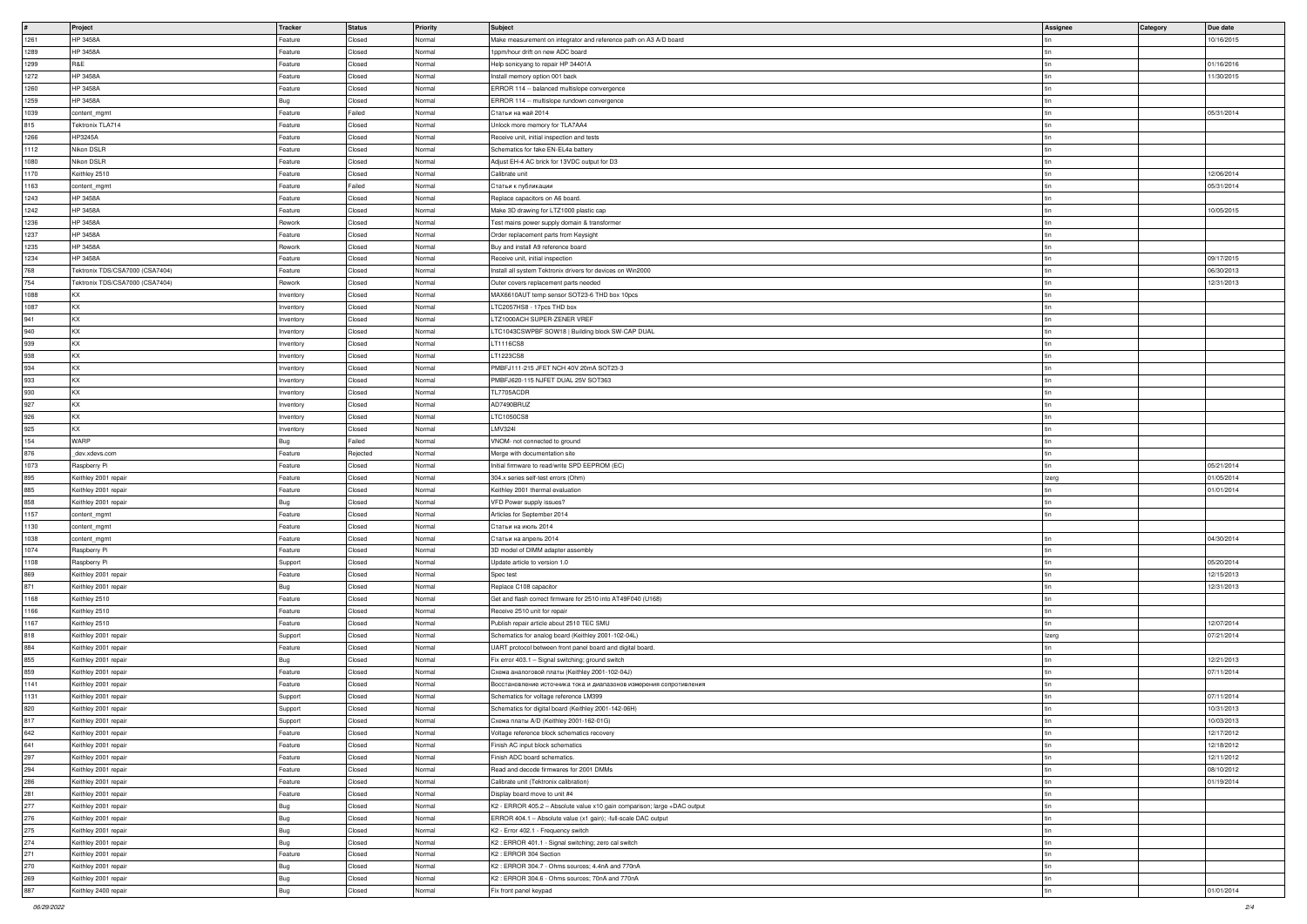| # | Project | Tracker | Status | Priority | Subject | Assignee | Category | Due date |
|---|---|---|---|---|---|---|---|---|
| 1261 | HP 3458A | Feature | Closed | Normal | Make measurement on integrator and reference path on A3 A/D board | tin | | 10/16/2015 |
| 1289 | HP 3458A | Feature | Closed | Normal | 1ppm/hour drift on new ADC board | tin | | |
| 1299 | R&E | Feature | Closed | Normal | Help sonicyang to repair HP 34401A | tin | | 01/16/2016 |
| 1272 | HP 3458A | Feature | Closed | Normal | Install memory option 001 back | tin | | 11/30/2015 |
| 1260 | HP 3458A | Feature | Closed | Normal | ERROR 114 -- balanced multislope convergence | tin | | |
| 1259 | HP 3458A | Bug | Closed | Normal | ERROR 114 -- multislope rundown convergence | tin | | |
| 1039 | content_mgmt | Feature | Failed | Normal | Статьи на май 2014 | tin | | 05/31/2014 |
| 815 | Tektronix TLA714 | Feature | Closed | Normal | Unlock more memory for TLA7AA4 | tin | | |
| 1266 | HP3245A | Feature | Closed | Normal | Receive unit, initial inspection and tests | tin | | |
| 1112 | Nikon DSLR | Feature | Closed | Normal | Schematics for fake EN-EL4a battery | tin | | |
| 1080 | Nikon DSLR | Feature | Closed | Normal | Adjust EH-4 AC brick for 13VDC output for D3 | tin | | |
| 1170 | Keithley 2510 | Feature | Closed | Normal | Calibrate unit | tin | | 12/06/2014 |
| 1163 | content_mgmt | Feature | Failed | Normal | Статьи к публикации | tin | | 05/31/2014 |
| 1243 | HP 3458A | Feature | Closed | Normal | Replace capacitors on A6 board. | tin | | |
| 1242 | HP 3458A | Feature | Closed | Normal | Make 3D drawing for LTZ1000 plastic cap | tin | | 10/05/2015 |
| 1236 | HP 3458A | Rework | Closed | Normal | Test mains power supply domain & transformer | tin | | |
| 1237 | HP 3458A | Feature | Closed | Normal | Order replacement parts from Keysight | tin | | |
| 1235 | HP 3458A | Rework | Closed | Normal | Buy and install A9 reference board | tin | | |
| 1234 | HP 3458A | Feature | Closed | Normal | Receive unit, initial inspection | tin | | 09/17/2015 |
| 768 | Tektronix TDS/CSA7000 (CSA7404) | Feature | Closed | Normal | Install all system Tektronix drivers for devices on Win2000 | tin | | 06/30/2013 |
| 754 | Tektronix TDS/CSA7000 (CSA7404) | Rework | Closed | Normal | Outer covers replacement parts needed | tin | | 12/31/2013 |
| 1088 | KX | Inventory | Closed | Normal | MAX6610AUT temp sensor SOT23-6 THD box 10pcs | tin | | |
| 1087 | KX | Inventory | Closed | Normal | LTC2057HS8 - 17pcs THD box | tin | | |
| 941 | KX | Inventory | Closed | Normal | LTZ1000ACH SUPER-ZENER VREF | tin | | |
| 940 | KX | Inventory | Closed | Normal | LTC1043CSWPBF SOW18 \| Building block SW-CAP DUAL | tin | | |
| 939 | KX | Inventory | Closed | Normal | LT1116CS8 | tin | | |
| 938 | KX | Inventory | Closed | Normal | LT1223CS8 | tin | | |
| 934 | KX | Inventory | Closed | Normal | PMBFJ111-215 JFET NCH 40V 20mA SOT23-3 | tin | | |
| 933 | KX | Inventory | Closed | Normal | PMBFJ620-115 NJFET DUAL 25V SOT363 | tin | | |
| 930 | KX | Inventory | Closed | Normal | TL7705ACDR | tin | | |
| 927 | KX | Inventory | Closed | Normal | AD7490BRUZ | tin | | |
| 926 | KX | Inventory | Closed | Normal | LTC1050CS8 | tin | | |
| 925 | KX | Inventory | Closed | Normal | LMV324I | tin | | |
| 154 | WARP | Bug | Failed | Normal | VNOM- not connected to ground | tin | | |
| 876 | _dev.xdevs.com | Feature | Rejected | Normal | Merge with documentation site | tin | | |
| 1073 | Raspberry Pi | Feature | Closed | Normal | Initial firmware to read/write SPD EEPROM (EC) | tin | | 05/21/2014 |
| 895 | Keithley 2001 repair | Feature | Closed | Normal | 304.x series self-test errors (Ohm) | Izerg | | 01/05/2014 |
| 885 | Keithley 2001 repair | Feature | Closed | Normal | Keithley 2001 thermal evaluation | tin | | 01/01/2014 |
| 858 | Keithley 2001 repair | Bug | Closed | Normal | VFD Power supply issues? | tin | | |
| 1157 | content_mgmt | Feature | Closed | Normal | Articles for September 2014 | tin | | |
| 1130 | content_mgmt | Feature | Closed | Normal | Статьи на июль 2014 | | | |
| 1038 | content_mgmt | Feature | Closed | Normal | Статьи на апрель 2014 | tin | | 04/30/2014 |
| 1074 | Raspberry Pi | Feature | Closed | Normal | 3D model of DIMM adapter assembly | tin | | |
| 1108 | Raspberry Pi | Support | Closed | Normal | Update article to version 1.0 | tin | | 05/20/2014 |
| 869 | Keithley 2001 repair | Feature | Closed | Normal | Spec test | tin | | 12/15/2013 |
| 871 | Keithley 2001 repair | Bug | Closed | Normal | Replace C108 capacitor | tin | | 12/31/2013 |
| 1168 | Keithley 2510 | Feature | Closed | Normal | Get and flash correct firmware for 2510 into AT49F040 (U168) | tin | | |
| 1166 | Keithley 2510 | Feature | Closed | Normal | Receive 2510 unit for repair | tin | | |
| 1167 | Keithley 2510 | Feature | Closed | Normal | Publish repair article about 2510 TEC SMU | tin | | 12/07/2014 |
| 818 | Keithley 2001 repair | Support | Closed | Normal | Schematics for analog board (Keithley 2001-102-04L) | Izerg | | 07/21/2014 |
| 884 | Keithley 2001 repair | Feature | Closed | Normal | UART protocol between front panel board and digital board. | tin | | |
| 855 | Keithley 2001 repair | Bug | Closed | Normal | Fix error 403.1 -- Signal switching; ground switch | tin | | 12/21/2013 |
| 859 | Keithley 2001 repair | Feature | Closed | Normal | Схема аналоговой платы (Keithley 2001-102-04J) | tin | | 07/11/2014 |
| 1141 | Keithley 2001 repair | Feature | Closed | Normal | Восстановление источника тока и диапазонов измерения сопротивления | tin | | |
| 1131 | Keithley 2001 repair | Support | Closed | Normal | Schematics for voltage reference LM399 | tin | | 07/11/2014 |
| 820 | Keithley 2001 repair | Support | Closed | Normal | Schematics for digital board (Keithley 2001-142-06H) | tin | | 10/31/2013 |
| 817 | Keithley 2001 repair | Support | Closed | Normal | Схема платы A/D (Keithley 2001-162-01G) | tin | | 10/03/2013 |
| 642 | Keithley 2001 repair | Feature | Closed | Normal | Voltage reference block schematics recovery | tin | | 12/17/2012 |
| 641 | Keithley 2001 repair | Feature | Closed | Normal | Finish AC input block schematics | tin | | 12/18/2012 |
| 297 | Keithley 2001 repair | Feature | Closed | Normal | Finish ADC board schematics. | tin | | 12/11/2012 |
| 294 | Keithley 2001 repair | Feature | Closed | Normal | Read and decode firmwares for 2001 DMMs | tin | | 08/10/2012 |
| 286 | Keithley 2001 repair | Feature | Closed | Normal | Calibrate unit (Tektronix calibration) | tin | | 01/19/2014 |
| 281 | Keithley 2001 repair | Feature | Closed | Normal | Display board move to unit #4 | tin | | |
| 277 | Keithley 2001 repair | Bug | Closed | Normal | K2 - ERROR 405.2 -- Absolute value x10 gain comparison; large +DAC output | tin | | |
| 276 | Keithley 2001 repair | Bug | Closed | Normal | ERROR 404.1 -- Absolute value (x1 gain); -full-scale DAC output | tin | | |
| 275 | Keithley 2001 repair | Bug | Closed | Normal | K2 - Error 402.1 - Frequency switch | tin | | |
| 274 | Keithley 2001 repair | Bug | Closed | Normal | K2 : ERROR 401.1 - Signal switching; zero cal switch | tin | | |
| 271 | Keithley 2001 repair | Feature | Closed | Normal | K2 : ERROR 304 Section | tin | | |
| 270 | Keithley 2001 repair | Bug | Closed | Normal | K2 : ERROR 304.7 - Ohms sources; 4.4nA and 770nA | tin | | |
| 269 | Keithley 2001 repair | Bug | Closed | Normal | K2 : ERROR 304.6 - Ohms sources; 70nA and 770nA | tin | | |
| 887 | Keithley 2400 repair | Bug | Closed | Normal | Fix front panel keypad | tin | | 01/01/2014 |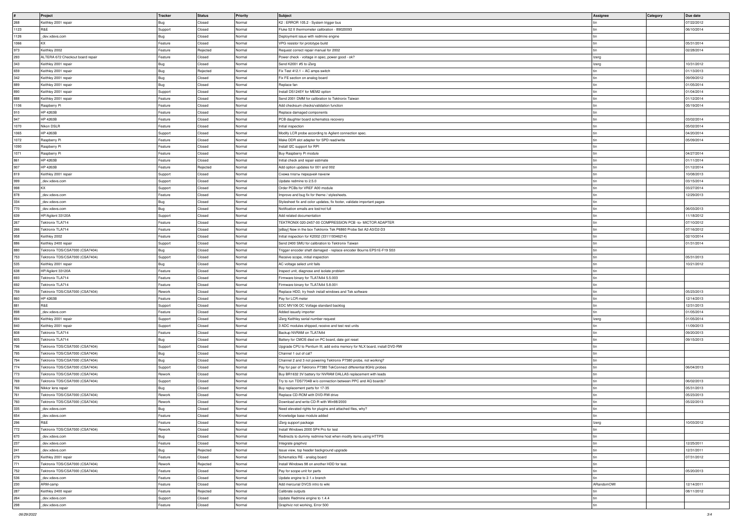| # | Project | Tracker | Status | Priority | Subject | Assignee | Category | Due date |
|---|---|---|---|---|---|---|---|---|
| 268 | Keithley 2001 repair | Bug | Closed | Normal | K2 : ERROR 105.2 - System trigger bus | tin | | 07/22/2012 |
| 1123 | R&E | Support | Closed | Normal | Fluke 52 II thermometer calibration - 89020093 | tin | | 06/10/2014 |
| 1126 | _dev.xdevs.com | Bug | Closed | Normal | Deployment issue with redmine engine | tin | | |
| 1066 | KX | Feature | Closed | Normal | VPG resistor for prototype build | tin | | 05/31/2014 |
| 973 | Keithley 2002 | Feature | Rejected | Normal | Request correct repair manual for 2002 | tin | | 02/28/2014 |
| 293 | ALTERA 672 Checkout board repair | Feature | Closed | Normal | Power check - voltage in spec, power good - ok? | Izerg | | |
| 343 | Keithley 2001 repair | Bug | Closed | Normal | Send K2001 #5 to iZerg | Izerg | | 10/31/2012 |
| 659 | Keithley 2001 repair | Bug | Rejected | Normal | Fix Test 412.1 -- AC amps switch | tin | | 01/13/2013 |
| 342 | Keithley 2001 repair | Bug | Closed | Normal | Fix FE section on analog board | tin | | 09/09/2012 |
| 889 | Keithley 2001 repair | Bug | Closed | Normal | Replace fan | tin | | 01/05/2014 |
| 890 | Keithley 2001 repair | Support | Closed | Normal | Install DS1245Y for MEM2 option | tin | | 01/04/2014 |
| 888 | Keithley 2001 repair | Feature | Closed | Normal | Send 2001 DMM for calibration to Tektronix Taiwan | tin | | 01/12/2014 |
| 1106 | Raspberry Pi | Feature | Closed | Normal | Add checksum checks/validation function | tin | | 05/19/2014 |
| 910 | HP 4263B | Feature | Closed | Normal | Replace damaged components | tin | | |
| 947 | HP 4263B | Feature | Closed | Normal | PCB daughter board schematics recovery | tin | | 03/02/2014 |
| 1070 | Nikon DSLR | Feature | Closed | Normal | Initial inspection | tin | | 05/02/2014 |
| 1065 | HP 4263B | Support | Closed | Normal | Modify LCR probe according to Agilent connection spec. | tin | | 04/20/2014 |
| 1072 | Raspberry Pi | Feature | Closed | Normal | Make DDR slot adapter for SPD read/write | tin | | 05/09/2014 |
| 1090 | Raspberry Pi | Feature | Closed | Normal | Install I2C support for RPI | tin | | |
| 1071 | Raspberry Pi | Feature | Closed | Normal | Buy Raspberry Pi module | tin | | 04/27/2014 |
| 861 | HP 4263B | Feature | Closed | Normal | Initial check and repair estimate | tin | | 01/11/2014 |
| 907 | HP 4263B | Feature | Rejected | Normal | Add option updates for 001 and 002 | tin | | 01/12/2014 |
| 819 | Keithley 2001 repair | Support | Closed | Normal | Схема платы передней панели | tin | | 10/08/2013 |
| 999 | _dev.xdevs.com | Support | Closed | Normal | Update redmine to 2.5.0 | tin | | 03/15/2014 |
| 998 | KX | Support | Closed | Normal | Order PCBs for VREF A00 module | tin | | 03/27/2014 |
| 878 | _dev.xdevs.com | Feature | Closed | Normal | Improve and bug fix for theme / stylesheets. | tin | | 12/29/2013 |
| 334 | _dev.xdevs.com | Bug | Closed | Normal | Stylesheet fix and color updates, fix footer, validate important pages | tin | | |
| 770 | _dev.xdevs.com | Bug | Closed | Normal | Notification emails are lost/not full | tin | | 06/03/2013 |
| 639 | HP/Agilent 33120A | Support | Closed | Normal | Add related documentation | tin | | 11/18/2012 |
| 267 | Tektronix TLA714 | Feature | Closed | Normal | TEKTRONIX 020-2457-00 COMPRESSION PCB -to- MICTOR ADAPTER | tin | | 07/10/2012 |
| 266 | Tektronix TLA714 | Feature | Closed | Normal | [eBay] New in the box Tektronix Tek P6860 Probe Set A2-A3/D2-D3 | tin | | 07/16/2012 |
| 958 | Keithley 2002 | Feature | Closed | Normal | Initial inspection for K2002 (331119346214) | tin | | 02/10/2014 |
| 886 | Keithley 2400 repair | Support | Closed | Normal | Send 2400 SMU for calibration to Tektronix Taiwan | tin | | 01/31/2014 |
| 880 | Tektronix TDS/CSA7000 (CSA7404) | Bug | Closed | Normal | Trigger encoder shaft damaged - replace encoder Bourns EPS1E-F19 S53 | tin | | |
| 753 | Tektronix TDS/CSA7000 (CSA7404) | Support | Closed | Normal | Receive scope, initial inspection | tin | | 05/31/2013 |
| 535 | Keithley 2001 repair | Bug | Closed | Normal | AC voltage select unit fails | tin | | 10/21/2012 |
| 638 | HP/Agilent 33120A | Feature | Closed | Normal | Inspect unit, diagnose and isolate problem | tin | | |
| 693 | Tektronix TLA714 | Feature | Closed | Normal | Firmware binary for TLA7AA4 5.5.003 | tin | | |
| 692 | Tektronix TLA714 | Feature | Closed | Normal | Firmware binary for TLA7AA4 5.8.001 | tin | | |
| 759 | Tektronix TDS/CSA7000 (CSA7404) | Rework | Closed | Normal | Replace HDD, try fresh install windows and Tek software | tin | | 05/23/2013 |
| 860 | HP 4263B | Feature | Closed | Normal | Pay for LCR meter | tin | | 12/14/2013 |
| 881 | R&E | Support | Closed | Normal | EDC MV106 DC Voltage standard backlog | tin | | 12/31/2013 |
| 898 | _dev.xdevs.com | Feature | Closed | Normal | Added issuely importer | tin | | 01/05/2014 |
| 894 | Keithley 2001 repair | Support | Closed | Normal | iZerg Keithley serial number request | Izerg | | 01/05/2014 |
| 840 | Keithley 2001 repair | Support | Closed | Normal | 3 ADC modules shipped, receive and test rest units | tin | | 11/09/2013 |
| 808 | Tektronix TLA714 | Feature | Closed | Normal | Backup NVRAM on TLA7AA4 | tin | | 09/20/2013 |
| 805 | Tektronix TLA714 | Bug | Closed | Normal | Battery for CMOS died on PC board, date got reset | tin | | 09/15/2013 |
| 796 | Tektronix TDS/CSA7000 (CSA7404) | Support | Closed | Normal | Upgrade CPU to Pentium III, add extra memory for NLX board, install DVD-RW | tin | | |
| 795 | Tektronix TDS/CSA7000 (CSA7404) | Bug | Closed | Normal | Channel 1 out of cal? | tin | | |
| 794 | Tektronix TDS/CSA7000 (CSA7404) | Bug | Closed | Normal | Channel 2 and 3 not powering Tektronix P7380 probe, not working? | tin | | |
| 774 | Tektronix TDS/CSA7000 (CSA7404) | Support | Closed | Normal | Pay for pair of Tektronix P7380 TekConnect differential 8GHz probes | tin | | 06/04/2013 |
| 773 | Tektronix TDS/CSA7000 (CSA7404) | Rework | Closed | Normal | Buy BR1632 3V battery for NVRAM DALLAS replacement with leads | tin | | |
| 769 | Tektronix TDS/CSA7000 (CSA7404) | Support | Closed | Normal | Try to run TDS7704B w/o connection between PPC and AQ boards? | tin | | 06/02/2013 |
| 766 | Nikkor lens repair | Bug | Closed | Normal | Buy replacement parts for 17-35 | tin | | 05/31/2013 |
| 761 | Tektronix TDS/CSA7000 (CSA7404) | Rework | Closed | Normal | Replace CD-ROM with DVD-RW drive | tin | | 05/23/2013 |
| 760 | Tektronix TDS/CSA7000 (CSA7404) | Rework | Closed | Normal | Download and write CD-R with Win98/2000 | tin | | 05/22/2013 |
| 335 | _dev.xdevs.com | Bug | Closed | Normal | Need elevated rights for plugins and attached files, why? | tin | | |
| 654 | _dev.xdevs.com | Feature | Closed | Normal | Knowledge base module added | tin | | |
| 296 | R&E | Feature | Closed | Normal | iZerg support package | Izerg | | 10/03/2012 |
| 772 | Tektronix TDS/CSA7000 (CSA7404) | Rework | Closed | Normal | Install Windows 2000 SP4 Pro for test | tin | | |
| 670 | _dev.xdevs.com | Bug | Closed | Normal | Redirects to dummy redmine host when modify items using HTTPS | tin | | |
| 237 | _dev.xdevs.com | Feature | Closed | Normal | Integrate graphviz | tin | | 12/25/2011 |
| 241 | _dev.xdevs.com | Bug | Rejected | Normal | Issue view, top header background upgrade | tin | | 12/31/2011 |
| 279 | Keithley 2001 repair | Feature | Closed | Normal | Schematics RE - analog board | tin | | 07/31/2012 |
| 771 | Tektronix TDS/CSA7000 (CSA7404) | Rework | Rejected | Normal | Install Windows 98 on another HDD for test. | tin | | |
| 752 | Tektronix TDS/CSA7000 (CSA7404) | Feature | Closed | Normal | Pay for scope unit for parts | tin | | 05/20/2013 |
| 536 | _dev.xdevs.com | Feature | Closed | Normal | Update engine to 2.1.x branch | tin | | |
| 230 | ARM-camp | Feature | Closed | Normal | Add mercurial DVCS intro to wiki | ARandomOWl | | 12/14/2011 |
| 287 | Keithley 2400 repair | Feature | Rejected | Normal | Calibrate outputs | tin | | 08/11/2012 |
| 264 | _dev.xdevs.com | Support | Closed | Normal | Update Redmine engine to 1.4.4 | tin | | |
| 298 | _dev.xdevs.com | Feature | Closed | Normal | Graphviz not working, Error 500 | tin | | |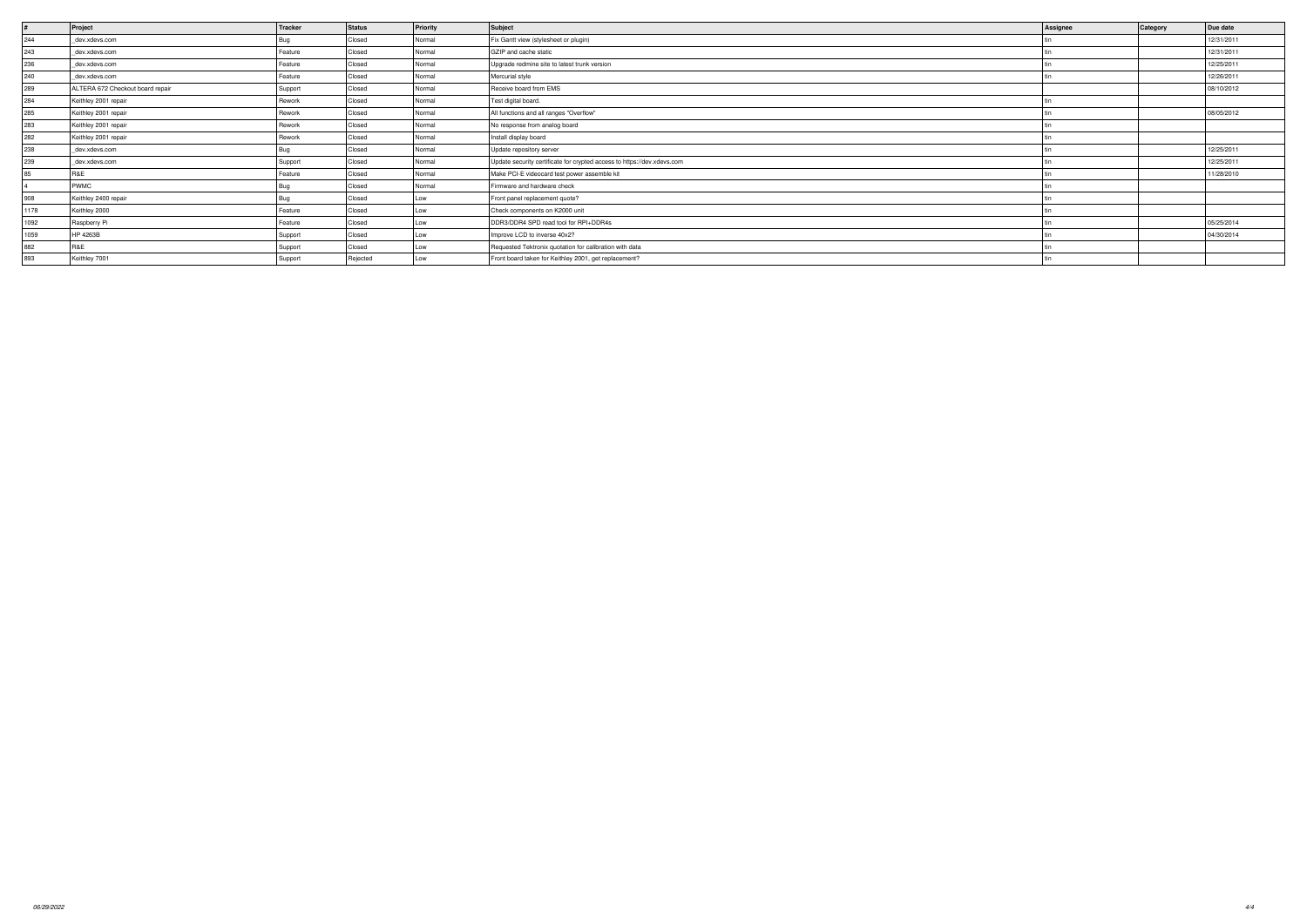| # | Project | Tracker | Status | Priority | Subject | Assignee | Category | Due date |
| --- | --- | --- | --- | --- | --- | --- | --- | --- |
| 244 | _dev.xdevs.com | Bug | Closed | Normal | Fix Gantt view (stylesheet or plugin) | tin | | 12/31/2011 |
| 243 | _dev.xdevs.com | Feature | Closed | Normal | GZIP and cache static | tin | | 12/31/2011 |
| 236 | _dev.xdevs.com | Feature | Closed | Normal | Upgrade redmine site to latest trunk version | tin | | 12/25/2011 |
| 240 | _dev.xdevs.com | Feature | Closed | Normal | Mercurial style | tin | | 12/26/2011 |
| 289 | ALTERA 672 Checkout board repair | Support | Closed | Normal | Receive board from EMS | | | 08/10/2012 |
| 284 | Keithley 2001 repair | Rework | Closed | Normal | Test digital board. | tin | | |
| 285 | Keithley 2001 repair | Rework | Closed | Normal | All functions and all ranges "Overflow" | tin | | 08/05/2012 |
| 283 | Keithley 2001 repair | Rework | Closed | Normal | No response from analog board | tin | | |
| 282 | Keithley 2001 repair | Rework | Closed | Normal | Install display board | tin | | |
| 238 | _dev.xdevs.com | Bug | Closed | Normal | Update repository server | tin | | 12/25/2011 |
| 239 | _dev.xdevs.com | Support | Closed | Normal | Update security certificate for crypted access to https://dev.xdevs.com | tin | | 12/25/2011 |
| 85 | R&E | Feature | Closed | Normal | Make PCI-E videocard test power assemble kit | tin | | 11/28/2010 |
| 4 | PWMC | Bug | Closed | Normal | Firmware and hardware check | tin | | |
| 908 | Keithley 2400 repair | Bug | Closed | Low | Front panel replacement quote? | tin | | |
| 1178 | Keithley 2000 | Feature | Closed | Low | Check components on K2000 unit | tin | | |
| 1092 | Raspberry Pi | Feature | Closed | Low | DDR3/DDR4 SPD read tool for RPI+DDR4s | tin | | 05/25/2014 |
| 1059 | HP 4263B | Support | Closed | Low | Improve LCD to inverse 40x2? | tin | | 04/30/2014 |
| 882 | R&E | Support | Closed | Low | Requested Tektronix quotation for calibration with data | tin | | |
| 893 | Keithley 7001 | Support | Rejected | Low | Front board taken for Keithley 2001, get replacement? | tin | | |